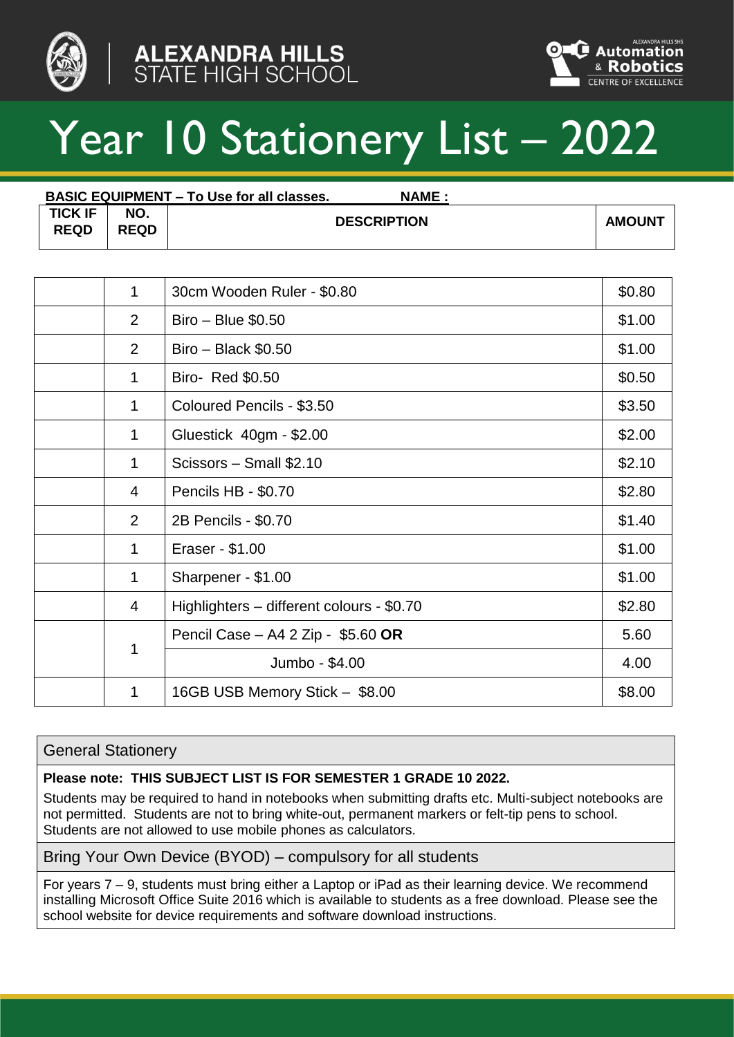ALEXANDRA HILLS STATE HIGH SCHOOL

ALEXANDRA HILLS SHS Automation & Robotics CENTRE OF EXCELLENCE

# Year 10 Stationery List – 2022

**BASIC EQUIPMENT – To Use for all classes.** **NAME :**

| TICK IF REQD | NO. REQD | DESCRIPTION | AMOUNT |
|---|---|---|---|
| | 1 | 30cm Wooden Ruler - $0.80 | $0.80 |
| | 2 | Biro – Blue $0.50 | $1.00 |
| | 2 | Biro – Black $0.50 | $1.00 |
| | 1 | Biro- Red $0.50 | $0.50 |
| | 1 | Coloured Pencils - $3.50 | $3.50 |
| | 1 | Gluestick 40gm - $2.00 | $2.00 |
| | 1 | Scissors – Small $2.10 | $2.10 |
| | 4 | Pencils HB - $0.70 | $2.80 |
| | 2 | 2B Pencils - $0.70 | $1.40 |
| | 1 | Eraser - $1.00 | $1.00 |
| | 1 | Sharpener - $1.00 | $1.00 |
| | 4 | Highlighters – different colours - $0.70 | $2.80 |
| | 1 | Pencil Case – A4 2 Zip - $5.60 **OR** | 5.60 |
| | | Jumbo - $4.00 | 4.00 |
| | 1 | 16GB USB Memory Stick – $8.00 | $8.00 |

## General Stationery

**Please note: THIS SUBJECT LIST IS FOR SEMESTER 1 GRADE 10 2022.**

Students may be required to hand in notebooks when submitting drafts etc. Multi-subject notebooks are not permitted. Students are not to bring white-out, permanent markers or felt-tip pens to school. Students are not allowed to use mobile phones as calculators.

## Bring Your Own Device (BYOD) – compulsory for all students

For years 7 – 9, students must bring either a Laptop or iPad as their learning device. We recommend installing Microsoft Office Suite 2016 which is available to students as a free download. Please see the school website for device requirements and software download instructions.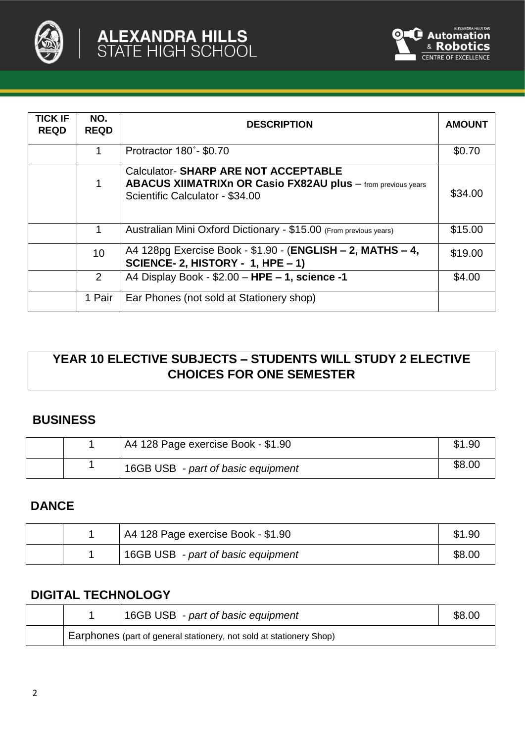| TICK IF REQD | NO. REQD | DESCRIPTION | AMOUNT |
|---|---|---|---|
| | 1 | Protractor 180˚- $0.70 | $0.70 |
| | 1 | Calculator- **SHARP ARE NOT ACCEPTABLE** **ABACUS XIIMATRIXn OR Casio FX82AU plus** – from previous years Scientific Calculator - $34.00 | $34.00 |
| | 1 | Australian Mini Oxford Dictionary - $15.00 (From previous years) | $15.00 |
| | 10 | A4 128pg Exercise Book - $1.90 - (**ENGLISH – 2, MATHS – 4, SCIENCE- 2, HISTORY - 1, HPE – 1)** | $19.00 |
| | 2 | A4 Display Book - $2.00 – **HPE – 1, science -1** | $4.00 |
| | 1 Pair | Ear Phones (not sold at Stationery shop) | |

## YEAR 10 ELECTIVE SUBJECTS – STUDENTS WILL STUDY 2 ELECTIVE CHOICES FOR ONE SEMESTER

### BUSINESS

| | | | |
|---|---|---|---|
| | 1 | A4 128 Page exercise Book - $1.90 | $1.90 |
| | 1 | 16GB USB - *part of basic equipment* | $8.00 |

### DANCE

| | | | |
|---|---|---|---|
| | 1 | A4 128 Page exercise Book - $1.90 | $1.90 |
| | 1 | 16GB USB - *part of basic equipment* | $8.00 |

### DIGITAL TECHNOLOGY

| | | | |
|---|---|---|---|
| | 1 | 16GB USB - *part of basic equipment* | $8.00 |
| | Earphones (part of general stationery, not sold at stationery Shop) | | |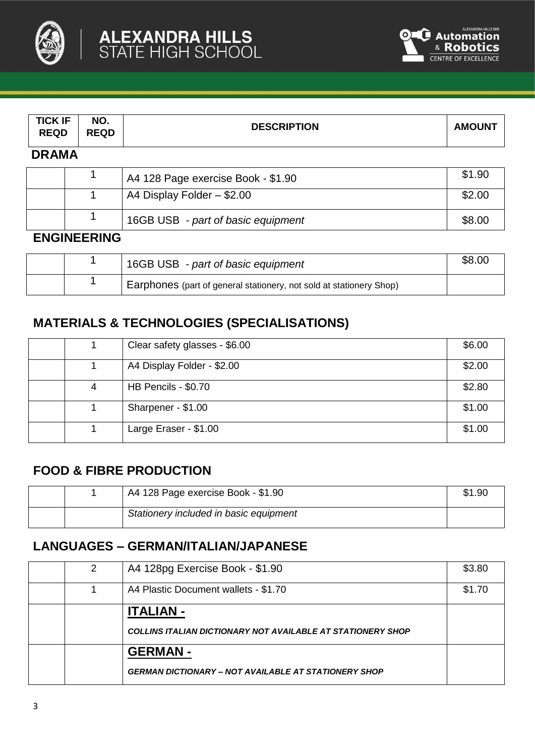| TICK IF REQD | NO. REQD | DESCRIPTION | AMOUNT |
|---|---|---|---|

**DRAMA**

| | | | |
|---|---|---|---|
| | 1 | A4 128 Page exercise Book - $1.90 | $1.90 |
| | 1 | A4 Display Folder – $2.00 | $2.00 |
| | 1 | 16GB USB - *part of basic equipment* | $8.00 |

**ENGINEERING**

| | | | |
|---|---|---|---|
| | 1 | 16GB USB - *part of basic equipment* | $8.00 |
| | 1 | Earphones (part of general stationery, not sold at stationery Shop) | |

## MATERIALS & TECHNOLOGIES (SPECIALISATIONS)

| | | | |
|---|---|---|---|
| | 1 | Clear safety glasses - $6.00 | $6.00 |
| | 1 | A4 Display Folder - $2.00 | $2.00 |
| | 4 | HB Pencils - $0.70 | $2.80 |
| | 1 | Sharpener - $1.00 | $1.00 |
| | 1 | Large Eraser - $1.00 | $1.00 |

## FOOD & FIBRE PRODUCTION

| | | | |
|---|---|---|---|
| | 1 | A4 128 Page exercise Book - $1.90 | $1.90 |
| | | *Stationery included in basic equipment* | |

## LANGUAGES – GERMAN/ITALIAN/JAPANESE

| | | | |
|---|---|---|---|
| | 2 | A4 128pg Exercise Book - $1.90 | $3.80 |
| | 1 | A4 Plastic Document wallets - $1.70 | $1.70 |
| | | **ITALIAN -** ***COLLINS ITALIAN DICTIONARY NOT AVAILABLE AT STATIONERY SHOP*** | |
| | | **GERMAN -** ***GERMAN DICTIONARY – NOT AVAILABLE AT STATIONERY SHOP*** | |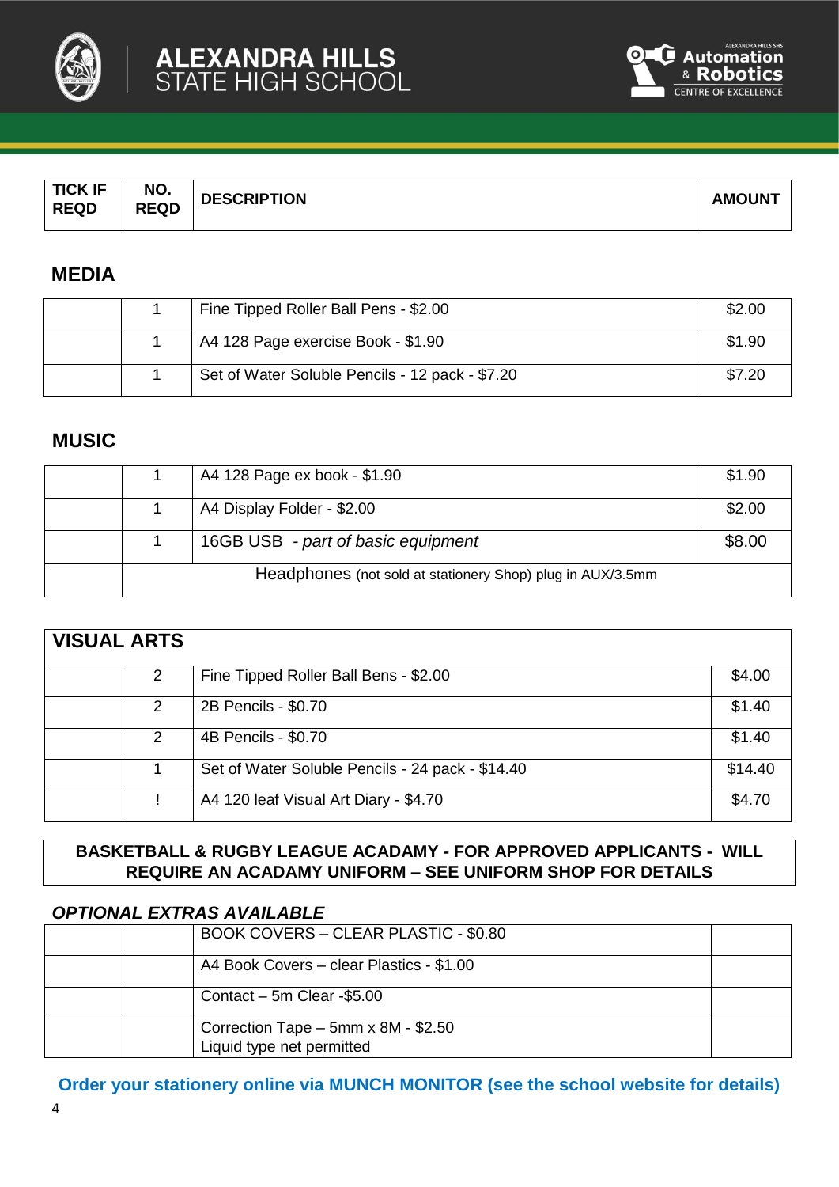| TICK IF REQD | NO. REQD | DESCRIPTION | AMOUNT |
|---|---|---|---|

## MEDIA

| | | | |
|---|---|---|---|
| | 1 | Fine Tipped Roller Ball Pens - $2.00 | $2.00 |
| | 1 | A4 128 Page exercise Book - $1.90 | $1.90 |
| | 1 | Set of Water Soluble Pencils - 12 pack - $7.20 | $7.20 |

## MUSIC

| | | | |
|---|---|---|---|
| | 1 | A4 128 Page ex book - $1.90 | $1.90 |
| | 1 | A4 Display Folder - $2.00 | $2.00 |
| | 1 | 16GB USB - *part of basic equipment* | $8.00 |
| | Headphones (not sold at stationery Shop) plug in AUX/3.5mm | | |

## VISUAL ARTS

| | | | |
|---|---|---|---|
| | 2 | Fine Tipped Roller Ball Bens - $2.00 | $4.00 |
| | 2 | 2B Pencils - $0.70 | $1.40 |
| | 2 | 4B Pencils - $0.70 | $1.40 |
| | 1 | Set of Water Soluble Pencils - 24 pack - $14.40 | $14.40 |
| | ! | A4 120 leaf Visual Art Diary - $4.70 | $4.70 |

**BASKETBALL & RUGBY LEAGUE ACADAMY - FOR APPROVED APPLICANTS - WILL REQUIRE AN ACADAMY UNIFORM – SEE UNIFORM SHOP FOR DETAILS**

## *OPTIONAL EXTRAS AVAILABLE*

| | | | |
|---|---|---|---|
| | | BOOK COVERS – CLEAR PLASTIC - $0.80 | |
| | | A4 Book Covers – clear Plastics - $1.00 | |
| | | Contact – 5m Clear -$5.00 | |
| | | Correction Tape – 5mm x 8M - $2.50<br>Liquid type net permitted | |

**Order your stationery online via MUNCH MONITOR (see the school website for details)**